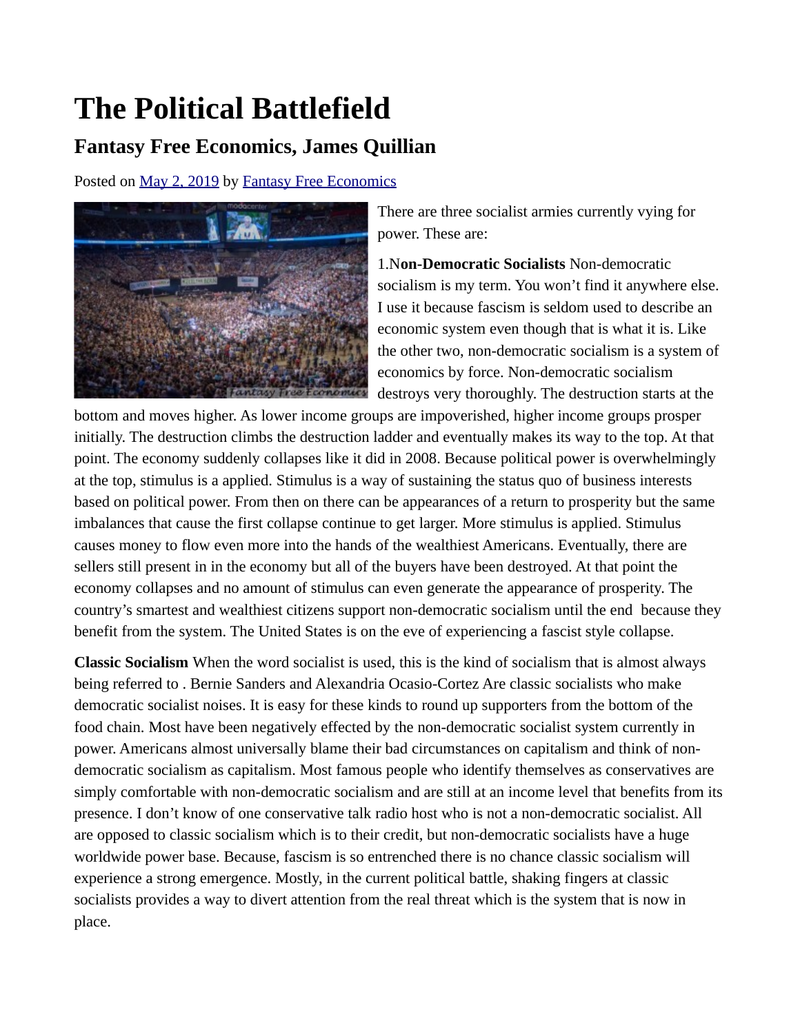# The Political Battlefield

## Fantasy Free Economics, James Quillian

Posted on May 2, 2019 by Fantasy Free Economics

There are three socialist armies currently vying for power. These are:

1.N**on-Democratic Socialists** Non-democratic socialism is my term. You won't find it anywhere else. I use it because fascism is seldom used to describe an economic system even though that is what it is. Like the other two, non-democratic socialism is a system of economics by force. Non-democratic socialism destroys very thoroughly. The destruction starts at the bottom and moves higher. As lower income groups are impoverished, higher income groups prosper initially. The destruction climbs the destruction ladder and eventually makes its way to the top. At that point. The economy suddenly collapses like it did in 2008. Because political power is overwhelmingly at the top, stimulus is a applied. Stimulus is a way of sustaining the status quo of business interests based on political power. From then on there can be appearances of a return to prosperity but the same imbalances that cause the first collapse continue to get larger. More stimulus is applied. Stimulus causes money to flow even more into the hands of the wealthiest Americans. Eventually, there are sellers still present in in the economy but all of the buyers have been destroyed. At that point the economy collapses and no amount of stimulus can even generate the appearance of prosperity. The country's smartest and wealthiest citizens support non-democratic socialism until the end because they benefit from the system. The United States is on the eve of experiencing a fascist style collapse.

**Classic Socialism** When the word socialist is used, this is the kind of socialism that is almost always being referred to . Bernie Sanders and Alexandria Ocasio-Cortez Are classic socialists who make democratic socialist noises. It is easy for these kinds to round up supporters from the bottom of the food chain. Most have been negatively effected by the non-democratic socialist system currently in power. Americans almost universally blame their bad circumstances on capitalism and think of non-democratic socialism as capitalism. Most famous people who identify themselves as conservatives are simply comfortable with non-democratic socialism and are still at an income level that benefits from its presence. I don't know of one conservative talk radio host who is not a non-democratic socialist. All are opposed to classic socialism which is to their credit, but non-democratic socialists have a huge worldwide power base. Because, fascism is so entrenched there is no chance classic socialism will experience a strong emergence. Mostly, in the current political battle, shaking fingers at classic socialists provides a way to divert attention from the real threat which is the system that is now in place.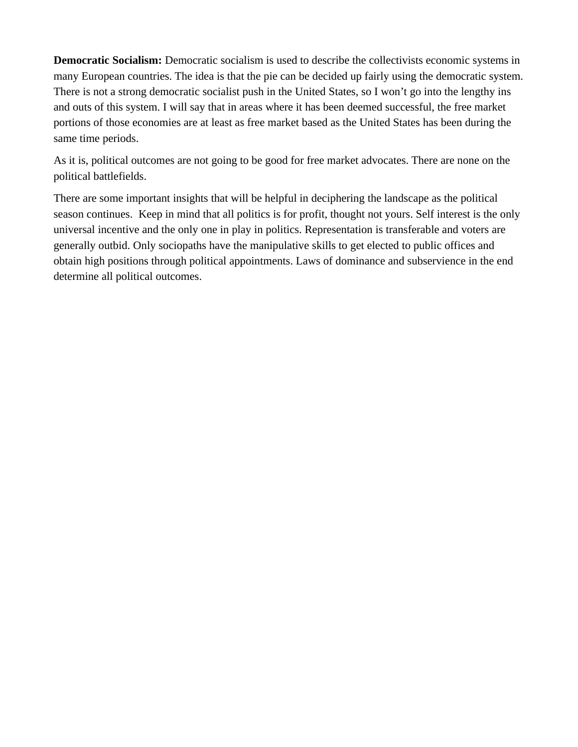**Democratic Socialism:** Democratic socialism is used to describe the collectivists economic systems in many European countries. The idea is that the pie can be decided up fairly using the democratic system. There is not a strong democratic socialist push in the United States, so I won't go into the lengthy ins and outs of this system. I will say that in areas where it has been deemed successful, the free market portions of those economies are at least as free market based as the United States has been during the same time periods.

As it is, political outcomes are not going to be good for free market advocates. There are none on the political battlefields.

There are some important insights that will be helpful in deciphering the landscape as the political season continues. Keep in mind that all politics is for profit, thought not yours. Self interest is the only universal incentive and the only one in play in politics. Representation is transferable and voters are generally outbid. Only sociopaths have the manipulative skills to get elected to public offices and obtain high positions through political appointments. Laws of dominance and subservience in the end determine all political outcomes.